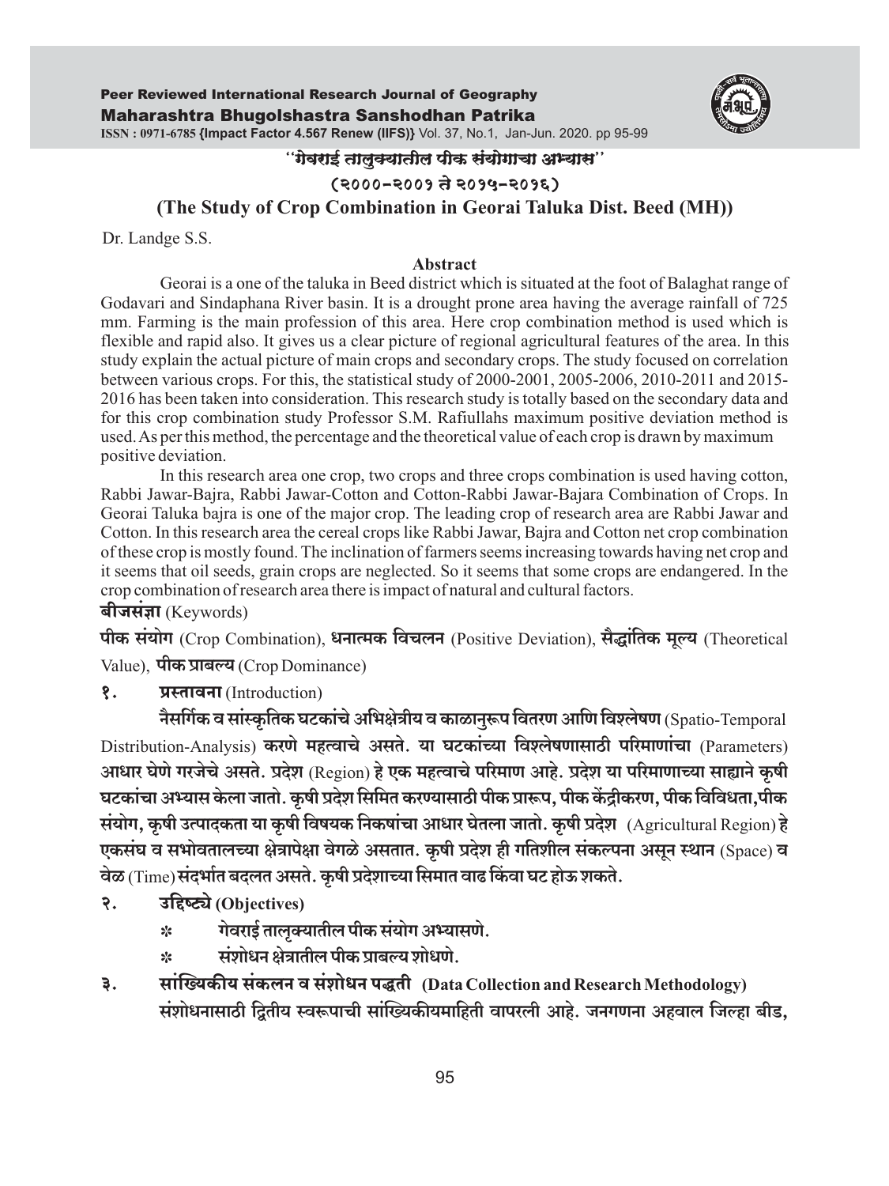# "गेवराई तालुक्यातील पीक संयोगाचा अभ्यास"

## (२०००-२००१ ते २०१५-२०१६)

## (The Study of Crop Combination in Georai Taluka Dist. Beed (MH))

Dr. Landge S.S.

### Abstract

Georai is a one of the taluka in Beed district which is situated at the foot of Balaghat range of Godavari and Sindaphana River basin. It is a drought prone area having the average rainfall of 725 mm. Farming is the main profession of this area. Here crop combination method is used which is flexible and rapid also. It gives us a clear picture of regional agricultural features of the area. In this study explain the actual picture of main crops and secondary crops. The study focused on correlation between various crops. For this, the statistical study of 2000-2001, 2005-2006, 2010-2011 and 2015-2016 has been taken into consideration. This research study is totally based on the secondary data and for this crop combination study Professor S.M. Rafiullahs maximum positive deviation method is used. As per this method, the percentage and the theoretical value of each crop is drawn by maximum positive deviation.

In this research area one crop, two crops and three crops combination is used having cotton, Rabbi Jawar-Bajra, Rabbi Jawar-Cotton and Cotton-Rabbi Jawar-Bajara Combination of Crops. In Georai Taluka bajra is one of the major crop. The leading crop of research area are Rabbi Jawar and Cotton. In this research area the cereal crops like Rabbi Jawar, Bajra and Cotton net crop combination of these crop is mostly found. The inclination of farmers seems increasing towards having net crop and it seems that oil seeds, grain crops are neglected. So it seems that some crops are endangered. In the crop combination of research area there is impact of natural and cultural factors.

**बीजसंज्ञा** (Keywords)

**पीक संयोग** (Crop Combination), **धनात्मक विचलन** (Positive Deviation), **सैद्धांतिक मूल्य** (Theoretical Value), **पीक प्राबल्य** (Crop Dominance)

### १. प्रस्तावना (Introduction)

**नैसर्गिक व सांस्कृतिक घटकांचे अभिक्षेत्रीय व काळानुरूप वितरण आणि विश्लेषण** (Spatio-Temporal Distribution-Analysis) **करणे महत्वाचे असते. या घटकांच्या विश्लेषणासाठी परिमाणांचा** (Parameters) **आधार घेणे गरजेचे असते. प्रदेश** (Region) **हे एक महत्वाचे परिमाण आहे. प्रदेश या परिमाणाच्या साह्याने कृषी घटकांचा अभ्यास केला जातो. कृषी प्रदेश सिमित करण्यासाठी पीक प्रारूप, पीक केंद्रीकरण, पीक विविधता, पीक संयोग, कृषी उत्पादकता या कृषी विषयक निकषांचा आधार घेतला जातो. कृषी प्रदेश** (Agricultural Region) **हे एकसंघ व सभोवतालच्या क्षेत्रापेक्षा वेगळे असतात. कृषी प्रदेश ही गतिशील संकल्पना असून स्थान** (Space) **व वेळ** (Time) **संदर्भात बदलत असते. कृषी प्रदेशाच्या सिमात वाढ किंवा घट होऊ शकते.**

### २. उद्दिष्ट्ये (Objectives)

- ✻ गेवराई तालुक्यातील पीक संयोग अभ्यासणे.
- ✻ संशोधन क्षेत्रातील पीक प्राबल्य शोधणे.

### ३. सांख्यिकीय संकलन व संशोधन पद्धती (Data Collection and Research Methodology)

**संशोधनासाठी द्वितीय स्वरूपाची सांख्यिकीयमाहिती वापरली आहे. जनगणना अहवाल जिल्हा बीड,**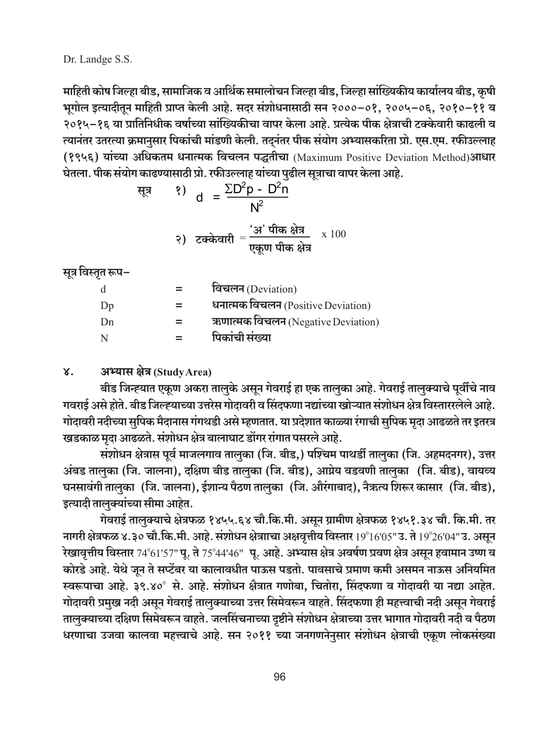माहिती कोष जिल्हा बीड, सामाजिक व आर्थिक समालोचन जिल्हा बीड, जिल्हा सांख्यिकीय कार्यालय बीड, कृषी भूगोल इत्यादीतून माहिती प्राप्त केली आहे. सदर संशोधनासाठी सन २०००–०१, २००५–०६, २०१०–११ व २०१५–१६ या प्रातिनिधीक वर्षाच्या सांख्यिकीचा वापर केला आहे. प्रत्येक पीक क्षेत्राची टक्केवारी काढली व त्यानंतर उतरत्या क्रमानुसार पिकांची मांडणी केली. तदनंतर पीक संयोग अभ्यासकरिता प्रो. एस.एम. रफीउल्लाह (१९५६) यांच्या अधिकतम धनात्मक विचलन पद्धतीचा (Maximum Positive Deviation Method)आधार घेतला. पीक संयोग काढण्यासाठी प्रो. रफीउल्लाह यांच्या पुढील सूत्राचा वापर केला आहे.

सूत्र १)

$$d = \frac{\Sigma D^2 p - D^2 n}{N^2}$$

२)

$$\text{टक्केवारी} = \frac{\text{'अ' पीक क्षेत्र}}{\text{एकूण पीक क्षेत्र}} \times 100$$

सूत्र विस्तृत रूप–

| | | |
|---|---|---|
| d | = | **विचलन** (Deviation) |
| Dp | = | **धनात्मक विचलन** (Positive Deviation) |
| Dn | = | **ऋणात्मक विचलन** (Negative Deviation) |
| N | = | **पिकांची संख्या** |

## ४. अभ्यास क्षेत्र (Study Area)

बीड जिन्ह्यात एकूण अकरा तालुके असून गेवराई हा एक तालुका आहे. गेवराई तालुक्याचे पूर्वीचे नाव गवराई असे होते. बीड जिल्ह्याच्या उत्तरेस गोदावरी व सिंदफणा नद्यांच्या खोऱ्यात संशोधन क्षेत्र विस्तारलेले आहे. गोदावरी नदीच्या सुपिक मैदानास गंगथडी असे म्हणतात. या प्रदेशात काळ्या रंगाची सुपिक मृदा आढळते तर इतरत्र खडकाळ मृदा आढळते. संशोधन क्षेत्र बालाघाट डोंगर रांगात पसरले आहे.

संशोधन क्षेत्रास पूर्व माजलगाव तालुका (जि. बीड,) पश्चिम पाथर्डी तालुका (जि. अहमदनगर), उत्तर अंबड तालुका (जि. जालना), दक्षिण बीड तालुका (जि. बीड), आग्नेय वडवणी तालुका (जि. बीड), वायव्य घनसावंगी तालुका (जि. जालना), ईशान्य पैठण तालुका (जि. औरंगाबाद), नैऋत्य शिरूर कासार (जि. बीड), इत्यादी तालुक्यांच्या सीमा आहेत.

गेवराई तालुक्याचे क्षेत्रफळ १४५५.६४ चौ.कि.मी. असून ग्रामीण क्षेत्रफळ १४५१.३४ चौ. कि.मी. तर नागरी क्षेत्रफळ ४.३० चौ.कि.मी. आहे. संशोधन क्षेत्राचा अक्षवृत्तीय विस्तार 19°16'05" उ. ते 19°26'04" उ. असून रेखावृत्तीय विस्तार 74°61'57" पू. ते 75°44'46" पू. आहे. अभ्यास क्षेत्र अवर्षण प्रवण क्षेत्र असून हवामान उष्ण व कोरडे आहे. येथे जून ते सप्टेंबर या कालावधीत पाऊस पडतो. पावसाचे प्रमाण कमी असमन नाऊस अनियमित स्वरूपाचा आहे. ३९.४०° से. आहे. संशोधन क्षैत्रात गणोबा, चितोरा, सिंदफणा व गोदावरी या नद्या आहेत. गोदावरी प्रमुख नदी असून गेवराई तालुक्याच्या उत्तर सिमेवरून वाहते. सिंदफणा ही महत्त्वाची नदी असून गेवराई तालुक्याच्या दक्षिण सिमेवरून वाहते. जलसिंचनाच्या दृष्टीने संशोधन क्षेत्राच्या उत्तर भागात गोदावरी नदी व पैठण धरणाचा उजवा कालवा महत्त्वाचे आहे. सन २०११ च्या जनगणनेनुसार संशोधन क्षेत्राची एकूण लोकसंख्या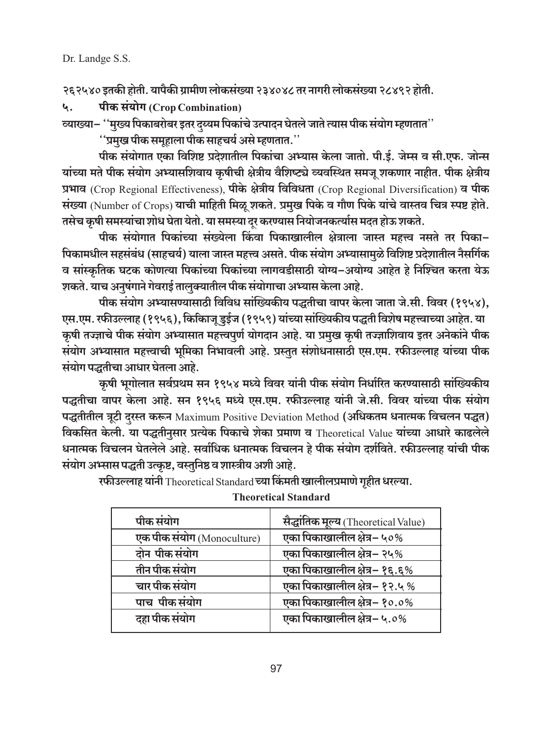२६२५४० इतकी होती. यापैकी ग्रामीण लोकसंख्या २३४०४८ तर नागरी लोकसंख्या २८४९२ होती.

## ५. पीक संयोग (Crop Combination)

**व्याख्या–** ''मुख्य पिकाबरोबर इतर दुय्यम पिकांचे उत्पादन घेतले जाते त्यास पीक संयोग म्हणतात''

''प्रमुख पीक समूहाला पीक साहचर्य असे म्हणतात.''

पीक संयोगात एका विशिष्ट प्रदेशातील पिकांचा अभ्यास केला जातो. पी.ई. जेम्स व सी.एफ. जोन्स यांच्या मते पीक संयोग अभ्यासशिवाय कृषीची क्षेत्रीय वैशिष्ट्ये व्यवस्थित समजू शकणार नाहीत. पीक क्षेत्रीय प्रभाव (Crop Regional Effectiveness), पीके क्षेत्रीय विविधता (Crop Regional Diversification) व पीक संख्या (Number of Crops) याची माहिती मिळू शकते. प्रमुख पिके व गौण पिके यांचे वास्तव चित्र स्पष्ट होते. तसेच कृषी समस्यांचा शोध घेता येतो. या समस्या दूर करण्यास नियोजनकर्त्यास मदत होऊ शकते.

पीक संयोगात पिकांच्या संख्येला किंवा पिकाखालील क्षेत्राला जास्त महत्त्व नसते तर पिका–पिकामधील सहसंबंध (साहचर्य) याला जास्त महत्त्व असते. पीक संयोग अभ्यासामुळे विशिष्ट प्रदेशातील नैसर्गिक व सांस्कृतिक घटक कोणत्या पिकांच्या पिकांच्या लागवडीसाठी योग्य–अयोग्य आहेत हे निश्चित करता येऊ शकते. याच अनुषंगाने गेवराई तालुक्यातील पीक संयोगाचा अभ्यास केला आहे.

पीक संयोग अभ्यासण्यासाठी विविध सांख्यिकीय पद्धतीचा वापर केला जाता जे.सी. विवर (१९५४), एस.एम. रफीउल्लाह (१९५६), किकिजू डुईज (१९५९) यांच्या सांख्यिकीय पद्धती विशेष महत्त्वाच्या आहेत. या कृषी तज्ज्ञाचे पीक संयोग अभ्यासात महत्त्वपुर्ण योगदान आहे. या प्रमुख कृषी तज्ज्ञाशिवाय इतर अनेकांने पीक संयोग अभ्यासात महत्त्वाची भूमिका निभावली आहे. प्रस्तुत संशोधनासाठी एस.एम. रफीउल्लाह यांच्या पीक संयोग पद्धतीचा आधार घेतला आहे.

कृषी भूगोलात सर्वप्रथम सन १९५४ मध्ये विवर यांनी पीक संयोग निर्धारित करण्यासाठी सांख्यिकीय पद्धतीचा वापर केला आहे. सन १९५६ मध्ये एस.एम. रफीउल्लाह यांनी जे.सी. विवर यांच्या पीक संयोग पद्धतीतील त्रूटी दुरस्त करून Maximum Positive Deviation Method (अधिकतम धनात्मक विचलन पद्धत) विकसित केली. या पद्धतीनुसार प्रत्येक पिकाचे शेका प्रमाण व Theoretical Value यांच्या आधारे काढलेले धनात्मक विचलन घेतलेले आहे. सर्वाधिक धनात्मक विचलन हे पीक संयोग दर्शविते. रफीउल्लाह यांची पीक संयोग अभ्सास पद्धती उत्कृष्ट, वस्तुनिष्ठ व शास्त्रीय अशी आहे.

रफीउल्लाह यांनी Theoretical Standard च्या किंमती खालीलप्रमाणे गृहीत धरल्या.

**Theoretical Standard**

| पीक संयोग | सैद्धांतिक मूल्य (Theoretical Value) |
|---|---|
| एक पीक संयोग (Monoculture) | एका पिकाखालील क्षेत्र– ५०% |
| दोन पीक संयोग | एका पिकाखालील क्षेत्र– २५% |
| तीन पीक संयोग | एका पिकाखालील क्षेत्र– १६.६% |
| चार पीक संयोग | एका पिकाखालील क्षेत्र– १२.५ % |
| पाच पीक संयोग | एका पिकाखालील क्षेत्र– १०.०% |
| दहा पीक संयोग | एका पिकाखालील क्षेत्र– ५.०% |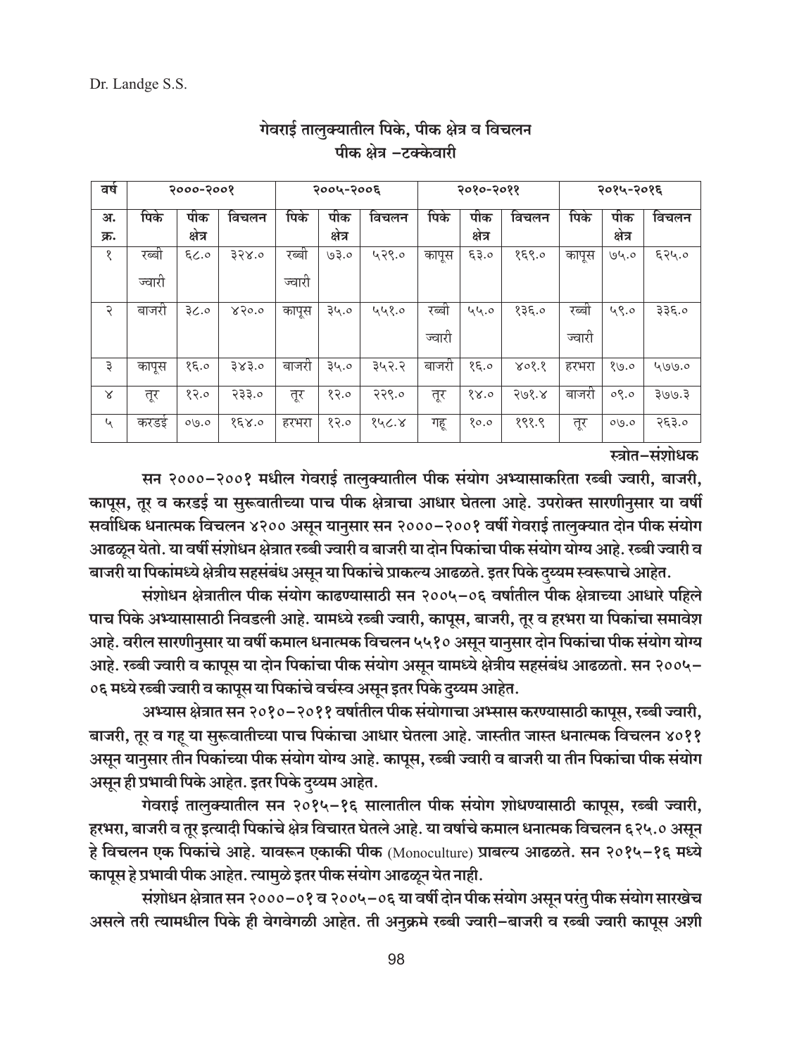### गेवराई तालुक्यातील पिके, पीक क्षेत्र व विचलन
### पीक क्षेत्र –टक्केवारी

| वर्ष | २०००-२००१ | | | २००५-२००६ | | | २०१०-२०११ | | | २०१५-२०१६ | | |
|---|---|---|---|---|---|---|---|---|---|---|---|---|
| अ. क्र. | पिके | पीक क्षेत्र | विचलन | पिके | पीक क्षेत्र | विचलन | पिके | पीक क्षेत्र | विचलन | पिके | पीक क्षेत्र | विचलन |
| १ | रब्बी ज्वारी | ६८.० | ३२४.० | रब्बी ज्वारी | ७३.० | ५२९.० | कापूस | ६३.० | १६९.० | कापूस | ७५.० | ६२५.० |
| २ | बाजरी | ३८.० | ४२०.० | कापूस | ३५.० | ५५१.० | रब्बी ज्वारी | ५५.० | १३६.० | रब्बी ज्वारी | ५९.० | ३३६.० |
| ३ | कापूस | १६.० | ३४३.० | बाजरी | ३५.० | ३५२.२ | बाजरी | १६.० | ४०१.१ | हरभरा | १७.० | ५७७.० |
| ४ | तूर | १२.० | २३३.० | तूर | १२.० | २२९.० | तूर | १४.० | २७१.४ | बाजरी | ०९.० | ३७७.३ |
| ५ | करडई | ०७.० | १६४.० | हरभरा | १२.० | १५८.४ | गहू | १०.० | १९१.९ | तूर | ०७.० | २६३.० |

स्त्रोत–संशोधक

सन २०००–२००१ मधील गेवराई तालुक्यातील पीक संयोग अभ्यासाकरिता रब्बी ज्वारी, बाजरी, कापूस, तूर व करडई या सुरूवातीच्या पाच पीक क्षेत्राचा आधार घेतला आहे. उपरोक्त सारणीनुसार या वर्षी सर्वाधिक धनात्मक विचलन ४२०० असून यानुसार सन २०००–२००१ वर्षी गेवराई तालुक्यात दोन पीक संयोग आढळून येतो. या वर्षी संशोधन क्षेत्रात रब्बी ज्वारी व बाजरी या दोन पिकांचा पीक संयोग योग्य आहे. रब्बी ज्वारी व बाजरी या पिकांमध्ये क्षेत्रीय सहसंबंध असून या पिकांचे प्राकल्य आढळते. इतर पिके दुय्यम स्वरूपाचे आहेत.

संशोधन क्षेत्रातील पीक संयोग काढण्यासाठी सन २००५–०६ वर्षातील पीक क्षेत्राच्या आधारे पहिले पाच पिके अभ्यासासाठी निवडली आहे. यामध्ये रब्बी ज्वारी, कापूस, बाजरी, तूर व हरभरा या पिकांचा समावेश आहे. वरील सारणीनुसार या वर्षी कमाल धनात्मक विचलन ५५१० असून यानुसार दोन पिकांचा पीक संयोग योग्य आहे. रब्बी ज्वारी व कापूस या दोन पिकांचा पीक संयोग असून यामध्ये क्षेत्रीय सहसंबंध आढळतो. सन २००५–०६ मध्ये रब्बी ज्वारी व कापूस या पिकांचे वर्चस्व असून इतर पिके दुय्यम आहेत.

अभ्यास क्षेत्रात सन २०१०–२०११ वर्षातील पीक संयोगाचा अभ्सास करण्यासाठी कापूस, रब्बी ज्वारी, बाजरी, तूर व गहू या सुरूवातीच्या पाच पिकांचा आधार घेतला आहे. जास्तीत जास्त धनात्मक विचलन ४०११ असून यानुसार तीन पिकांच्या पीक संयोग योग्य आहे. कापूस, रब्बी ज्वारी व बाजरी या तीन पिकांचा पीक संयोग असून ही प्रभावी पिके आहेत. इतर पिके दुय्यम आहेत.

गेवराई तालुक्यातील सन २०१५–१६ सालातील पीक संयोग शोधण्यासाठी कापूस, रब्बी ज्वारी, हरभरा, बाजरी व तूर इत्यादी पिकांचे क्षेत्र विचारत घेतले आहे. या वर्षाचे कमाल धनात्मक विचलन ६२५.० असून हे विचलन एक पिकांचे आहे. यावरून एकाकी पीक (Monoculture) प्राबल्य आढळते. सन २०१५–१६ मध्ये कापूस हे प्रभावी पीक आहेत. त्यामुळे इतर पीक संयोग आढळून येत नाही.

संशोधन क्षेत्रात सन २०००–०१ व २००५–०६ या वर्षी दोन पीक संयोग असून परंतु पीक संयोग सारखेच असले तरी त्यामधील पिके ही वेगवेगळी आहेत. ती अनुक्रमे रब्बी ज्वारी–बाजरी व रब्बी ज्वारी कापूस अशी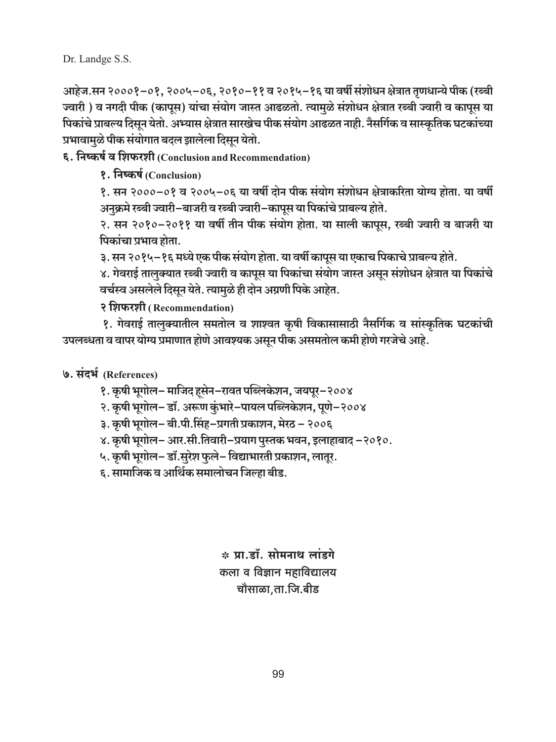आहेज.सन २०००१-०१, २००५-०६, २०१०-११ व २०१५-१६ या वर्षी संशोधन क्षेत्रात तृणधान्ये पीक (रब्बी ज्वारी ) व नगदी पीक (कापूस) यांचा संयोग जास्त आढळतो. त्यामुळे संशोधन क्षेत्रात रब्बी ज्वारी व कापूस या पिकांचे प्राबल्य दिसून येतो. अभ्यास क्षेत्रात सारखेच पीक संयोग आढळत नाही. नैसर्गिक व सास्कृतिक घटकांच्या प्रभावामुळे पीक संयोगात बदल झालेला दिसून येतो.

## ६. निष्कर्ष व शिफरशी (Conclusion and Recommendation)

### १. निष्कर्ष (Conclusion)

१. सन २०००-०१ व २००५-०६ या वर्षी दोन पीक संयोग संशोधन क्षेत्राकरिता योग्य होता. या वर्षी अनुक्रमे रब्बी ज्वारी-बाजरी व रब्बी ज्वारी-कापूस या पिकांचे प्राबल्य होते.

२. सन २०१०-२०११ या वर्षी तीन पीक संयोग होता. या साली कापूस, रब्बी ज्वारी व बाजरी या पिकांचा प्रभाव होता.

३. सन २०१५-१६ मध्ये एक पीक संयोग होता. या वर्षी कापूस या एकाच पिकाचे प्राबल्य होते.

४. गेवराई तालुक्यात रब्बी ज्वारी व कापूस या पिकांचा संयोग जास्त असून संशोधन क्षेत्रात या पिकांचे वर्चस्व असलेले दिसून येते. त्यामुळे ही दोन अग्रणी पिके आहेत.

### २ शिफरशी ( Recommendation)

१. गेवराई तालुक्यातील समतोल व शाश्वत कृषी विकासासाठी नैसर्गिक व सांस्कृतिक घटकांची उपलब्धता व वापर योग्य प्रमाणात होणे आवश्यक असून पीक असमतोल कमी होणे गरजेचे आहे.

## ७. संदर्भ (References)

१. कृषी भूगोल- माजिद हूसेन-रावत पब्लिकेशन, जयपूर-२००४

२. कृषी भूगोल- डॉ. अरूण कुंभारे-पायल पब्लिकेशन, पूणे-२००४

३. कृषी भूगोल- बी.पी.सिंह-प्रगती प्रकाशन, मेरठ - २००६

४. कृषी भूगोल- आर.सी.तिवारी-प्रयाग पुस्तक भवन, इलाहाबाद -२०१०.

५. कृषी भूगोल- डॉ.सुरेश फुले- विद्याभारती प्रकाशन, लातूर.

६. सामाजिक व आर्थिक समालोचन जिल्हा बीड.

**\* प्रा.डॉ. सोमनाथ लांडगे**
कला व विज्ञान महाविद्यालय
चौसाळा,ता.जि.बीड